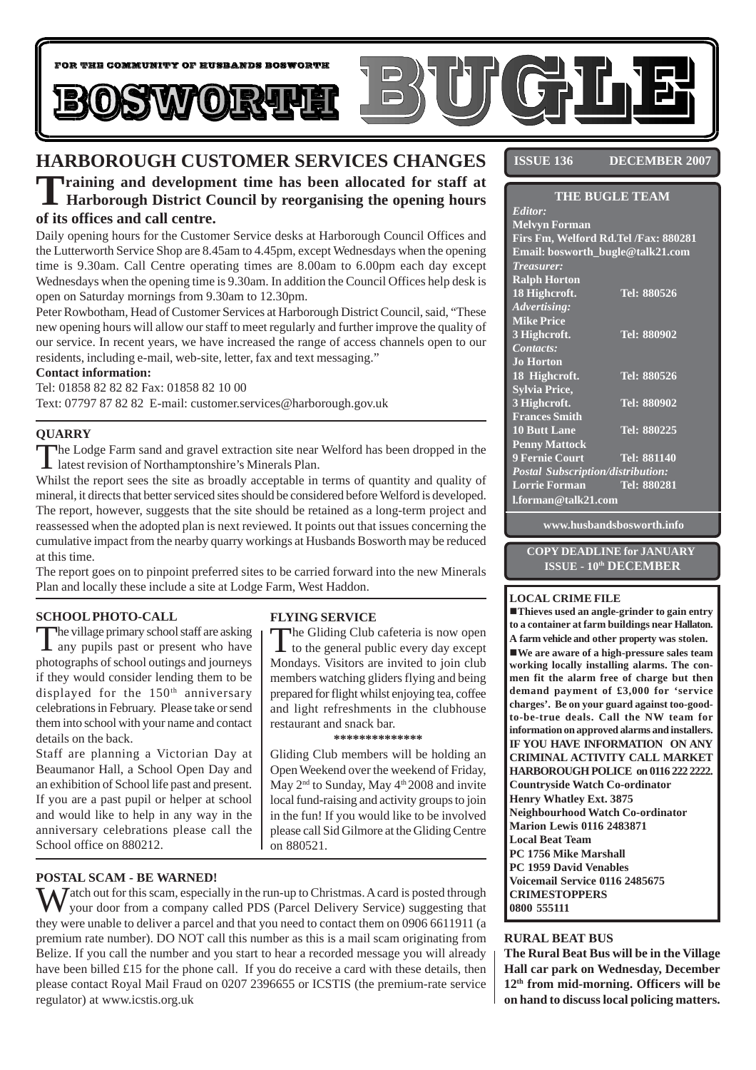FOR THE COMMUNITY OF HUSBANDS BOSWORTH

# BOSWORTH BUGLE

**ISSUE 136 DECEMBER 2007**

## HARBOROUGH CUSTOMER SERVICES CHANGES

**Training and development time has been allocated for staff at Harborough District Council by reorganising the opening hours of its offices and call centre.**

Daily opening hours for the Customer Service desks at Harborough Council Offices and the Lutterworth Service Shop are 8.45am to 4.45pm, except Wednesdays when the opening time is 9.30am. Call Centre operating times are 8.00am to 6.00pm each day except Wednesdays when the opening time is 9.30am. In addition the Council Offices help desk is open on Saturday mornings from 9.30am to 12.30pm.

Peter Rowbotham, Head of Customer Services at Harborough District Council, said, "These new opening hours will allow our staff to meet regularly and further improve the quality of our service. In recent years, we have increased the range of access channels open to our residents, including e-mail, web-site, letter, fax and text messaging."

**Contact information:**

Tel: 01858 82 82 82 Fax: 01858 82 10 00

Text: 07797 87 82 82 E-mail: customer.services@harborough.gov.uk

### QUARRY

The Lodge Farm sand and gravel extraction site near Welford has been dropped in the latest revision of Northamptonshire's Minerals Plan.

Whilst the report sees the site as broadly acceptable in terms of quantity and quality of mineral, it directs that better serviced sites should be considered before Welford is developed. The report, however, suggests that the site should be retained as a long-term project and reassessed when the adopted plan is next reviewed. It points out that issues concerning the cumulative impact from the nearby quarry workings at Husbands Bosworth may be reduced at this time.

The report goes on to pinpoint preferred sites to be carried forward into the new Minerals Plan and locally these include a site at Lodge Farm, West Haddon.

### SCHOOL PHOTO-CALL

The village primary school staff are asking any pupils past or present who have photographs of school outings and journeys if they would consider lending them to be displayed for the 150th anniversary celebrations in February. Please take or send them into school with your name and contact details on the back.

Staff are planning a Victorian Day at Beaumanor Hall, a School Open Day and an exhibition of School life past and present. If you are a past pupil or helper at school and would like to help in any way in the anniversary celebrations please call the School office on 880212.

### FLYING SERVICE

The Gliding Club cafeteria is now open to the general public every day except Mondays. Visitors are invited to join club members watching gliders flying and being prepared for flight whilst enjoying tea, coffee and light refreshments in the clubhouse restaurant and snack bar.

**************

Gliding Club members will be holding an Open Weekend over the weekend of Friday, May 2nd to Sunday, May 4th 2008 and invite local fund-raising and activity groups to join in the fun! If you would like to be involved please call Sid Gilmore at the Gliding Centre on 880521.

### POSTAL SCAM - BE WARNED!

Watch out for this scam, especially in the run-up to Christmas. A card is posted through your door from a company called PDS (Parcel Delivery Service) suggesting that they were unable to deliver a parcel and that you need to contact them on 0906 6611911 (a premium rate number). DO NOT call this number as this is a mail scam originating from Belize. If you call the number and you start to hear a recorded message you will already have been billed £15 for the phone call. If you do receive a card with these details, then please contact Royal Mail Fraud on 0207 2396655 or ICSTIS (the premium-rate service regulator) at www.icstis.org.uk

### THE BUGLE TEAM

*Editor:*
**Melvyn Forman**
**Firs Fm, Welford Rd.Tel /Fax: 880281**
**Email: bosworth_bugle@talk21.com**

*Treasurer:*
**Ralph Horton**
**18 Highcroft. Tel: 880526**

*Advertising:*
**Mike Price**
**3 Highcroft. Tel: 880902**

*Contacts:*
**Jo Horton**
**18 Highcroft. Tel: 880526**
**Sylvia Price,**
**3 Highcroft. Tel: 880902**
**Frances Smith**
**10 Butt Lane Tel: 880225**
**Penny Mattock**
**9 Fernie Court Tel: 881140**

*Postal Subscription/distribution:*
**Lorrie Forman Tel: 880281**
**l.forman@talk21.com**

**www.husbandsbosworth.info**

**COPY DEADLINE for JANUARY ISSUE - 10th DECEMBER**

### LOCAL CRIME FILE

- **Thieves used an angle-grinder to gain entry to a container at farm buildings near Hallaton. A farm vehicle and other property was stolen.**
- **We are aware of a high-pressure sales team working locally installing alarms. The con-men fit the alarm free of charge but then demand payment of £3,000 for 'service charges'. Be on your guard against too-good-to-be-true deals. Call the NW team for information on approved alarms and installers.**

**IF YOU HAVE INFORMATION ON ANY CRIMINAL ACTIVITY CALL MARKET HARBOROUGH POLICE on 0116 222 2222.**

**Countryside Watch Co-ordinator**
**Henry Whatley Ext. 3875**
**Neighbourhood Watch Co-ordinator**
**Marion Lewis 0116 2483871**
**Local Beat Team**
**PC 1756 Mike Marshall**
**PC 1959 David Venables**
**Voicemail Service 0116 2485675**
**CRIMESTOPPERS**
**0800 555111**

### RURAL BEAT BUS

**The Rural Beat Bus will be in the Village Hall car park on Wednesday, December 12th from mid-morning. Officers will be on hand to discuss local policing matters.**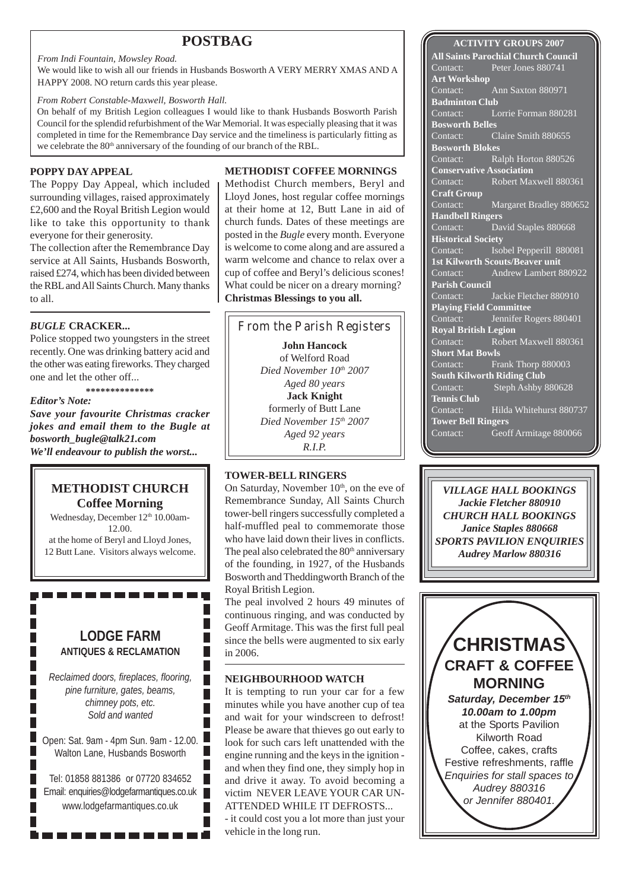# POSTBAG

*From Indi Fountain, Mowsley Road.*

We would like to wish all our friends in Husbands Bosworth A VERY MERRY XMAS AND A HAPPY 2008. NO return cards this year please.

*From Robert Constable-Maxwell, Bosworth Hall.*

On behalf of my British Legion colleagues I would like to thank Husbands Bosworth Parish Council for the splendid refurbishment of the War Memorial. It was especially pleasing that it was completed in time for the Remembrance Day service and the timeliness is particularly fitting as we celebrate the 80th anniversary of the founding of our branch of the RBL.

### POPPY DAY APPEAL

The Poppy Day Appeal, which included surrounding villages, raised approximately £2,600 and the Royal British Legion would like to take this opportunity to thank everyone for their generosity.

The collection after the Remembrance Day service at All Saints, Husbands Bosworth, raised £274, which has been divided between the RBL and All Saints Church. Many thanks to all.

### *BUGLE* CRACKER...

Police stopped two youngsters in the street recently. One was drinking battery acid and the other was eating fireworks. They charged one and let the other off...

\*\*\*\*\*\*\*\*\*\*\*\*\*\*

***Editor's Note:***

***Save your favourite Christmas cracker jokes and email them to the Bugle at bosworth_bugle@talk21.com***

***We'll endeavour to publish the worst...***

## METHODIST CHURCH
### Coffee Morning

Wednesday, December 12th 10.00am-12.00.
at the home of Beryl and Lloyd Jones, 12 Butt Lane. Visitors always welcome.

## LODGE FARM
### ANTIQUES & RECLAMATION

*Reclaimed doors, fireplaces, flooring, pine furniture, gates, beams, chimney pots, etc.*
*Sold and wanted*

Open: Sat. 9am - 4pm Sun. 9am - 12.00.
Walton Lane, Husbands Bosworth

Tel: 01858 881386 or 07720 834652
Email: enquiries@lodgefarmantiques.co.uk
www.lodgefarmantiques.co.uk

### METHODIST COFFEE MORNINGS

Methodist Church members, Beryl and Lloyd Jones, host regular coffee mornings at their home at 12, Butt Lane in aid of church funds. Dates of these meetings are posted in the *Bugle* every month. Everyone is welcome to come along and are assured a warm welcome and chance to relax over a cup of coffee and Beryl's delicious scones! What could be nicer on a dreary morning?
**Christmas Blessings to you all.**

## From the Parish Registers

**John Hancock**
of Welford Road
*Died November 10th 2007*
*Aged 80 years*

**Jack Knight**
formerly of Butt Lane
*Died November 15th 2007*
*Aged 92 years*
*R.I.P.*

### TOWER-BELL RINGERS

On Saturday, November 10th, on the eve of Remembrance Sunday, All Saints Church tower-bell ringers successfully completed a half-muffled peal to commemorate those who have laid down their lives in conflicts. The peal also celebrated the 80th anniversary of the founding, in 1927, of the Husbands Bosworth and Theddingworth Branch of the Royal British Legion.

The peal involved 2 hours 49 minutes of continuous ringing, and was conducted by Geoff Armitage. This was the first full peal since the bells were augmented to six early in 2006.

### NEIGHBOURHOOD WATCH

It is tempting to run your car for a few minutes while you have another cup of tea and wait for your windscreen to defrost! Please be aware that thieves go out early to look for such cars left unattended with the engine running and the keys in the ignition - and when they find one, they simply hop in and drive it away. To avoid becoming a victim NEVER LEAVE YOUR CAR UNATTENDED WHILE IT DEFROSTS...
- it could cost you a lot more than just your vehicle in the long run.

### ACTIVITY GROUPS 2007

**All Saints Parochial Church Council**
Contact: Peter Jones 880741
**Art Workshop**
Contact: Ann Saxton 880971
**Badminton Club**
Contact: Lorrie Forman 880281
**Bosworth Belles**
Contact: Claire Smith 880655
**Bosworth Blokes**
Contact: Ralph Horton 880526
**Conservative Association**
Contact: Robert Maxwell 880361
**Craft Group**
Contact: Margaret Bradley 880652
**Handbell Ringers**
Contact: David Staples 880668
**Historical Society**
Contact: Isobel Pepperill 880081
**1st Kilworth Scouts/Beaver unit**
Contact: Andrew Lambert 880922
**Parish Council**
Contact: Jackie Fletcher 880910
**Playing Field Committee**
Contact: Jennifer Rogers 880401
**Royal British Legion**
Contact: Robert Maxwell 880361
**Short Mat Bowls**
Contact: Frank Thorp 880003
**South Kilworth Riding Club**
Contact: Steph Ashby 880628
**Tennis Club**
Contact: Hilda Whitehurst 880737
**Tower Bell Ringers**
Contact: Geoff Armitage 880066

***VILLAGE HALL BOOKINGS***
***Jackie Fletcher 880910***
***CHURCH HALL BOOKINGS***
***Janice Staples 880668***
***SPORTS PAVILION ENQUIRIES***
***Audrey Marlow 880316***

## CHRISTMAS
## CRAFT & COFFEE MORNING

***Saturday, December 15th***
***10.00am to 1.00pm***
at the Sports Pavilion
Kilworth Road
Coffee, cakes, crafts
Festive refreshments, raffle
*Enquiries for stall spaces to Audrey 880316 or Jennifer 880401.*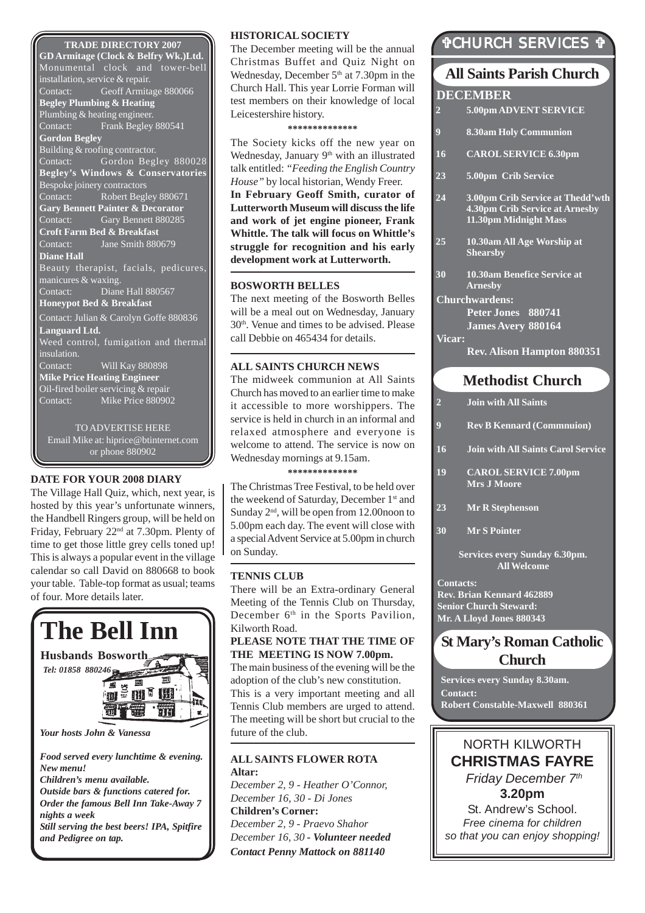## TRADE DIRECTORY 2007

**GD Armitage (Clock & Belfry Wk.)Ltd.**
Monumental clock and tower-bell installation, service & repair.
Contact: Geoff Armitage 880066

**Begley Plumbing & Heating**
Plumbing & heating engineer.
Contact: Frank Begley 880541

**Gordon Begley**
Building & roofing contractor.
Contact: Gordon Begley 880028

**Begley's Windows & Conservatories**
Bespoke joinery contractors
Contact: Robert Begley 880671

**Gary Bennett Painter & Decorator**
Contact: Gary Bennett 880285

**Croft Farm Bed & Breakfast**
Contact: Jane Smith 880679

**Diane Hall**
Beauty therapist, facials, pedicures, manicures & waxing.
Contact: Diane Hall 880567

**Honeypot Bed & Breakfast**
Contact: Julian & Carolyn Goffe 880836

**Languard Ltd.**
Weed control, fumigation and thermal insulation.
Contact: Will Kay 880898

**Mike Price Heating Engineer**
Oil-fired boiler servicing & repair
Contact: Mike Price 880902

TO ADVERTISE HERE
Email Mike at: hiprice@btinternet.com or phone 880902

### DATE FOR YOUR 2008 DIARY

The Village Hall Quiz, which, next year, is hosted by this year's unfortunate winners, the Handbell Ringers group, will be held on Friday, February 22nd at 7.30pm. Plenty of time to get those little grey cells toned up! This is always a popular event in the village calendar so call David on 880668 to book your table. Table-top format as usual; teams of four. More details later.

# The Bell Inn

**Husbands Bosworth**
*Tel: 01858 880246*

***Your hosts John & Vanessa***

***Food served every lunchtime & evening.***
***New menu!***
***Children's menu available.***
***Outside bars & functions catered for.***
***Order the famous Bell Inn Take-Away 7 nights a week***
***Still serving the best beers! IPA, Spitfire and Pedigree on tap.***

### HISTORICAL SOCIETY

The December meeting will be the annual Christmas Buffet and Quiz Night on Wednesday, December 5th at 7.30pm in the Church Hall. This year Lorrie Forman will test members on their knowledge of local Leicestershire history.

\*\*\*\*\*\*\*\*\*\*\*\*\*\*

The Society kicks off the new year on Wednesday, January 9th with an illustrated talk entitled: *"Feeding the English Country House"* by local historian, Wendy Freer.

**In February Geoff Smith, curator of Lutterworth Museum will discuss the life and work of jet engine pioneer, Frank Whittle. The talk will focus on Whittle's struggle for recognition and his early development work at Lutterworth.**

### BOSWORTH BELLES

The next meeting of the Bosworth Belles will be a meal out on Wednesday, January 30th. Venue and times to be advised. Please call Debbie on 465434 for details.

### ALL SAINTS CHURCH NEWS

The midweek communion at All Saints Church has moved to an earlier time to make it accessible to more worshippers. The service is held in church in an informal and relaxed atmosphere and everyone is welcome to attend. The service is now on Wednesday mornings at 9.15am.

\*\*\*\*\*\*\*\*\*\*\*\*\*\*

The Christmas Tree Festival, to be held over the weekend of Saturday, December 1st and Sunday 2nd, will be open from 12.00noon to 5.00pm each day. The event will close with a special Advent Service at 5.00pm in church on Sunday.

### TENNIS CLUB

There will be an Extra-ordinary General Meeting of the Tennis Club on Thursday, December 6th in the Sports Pavilion, Kilworth Road.

**PLEASE NOTE THAT THE TIME OF THE MEETING IS NOW 7.00pm.**

The main business of the evening will be the adoption of the club's new constitution.

This is a very important meeting and all Tennis Club members are urged to attend. The meeting will be short but crucial to the future of the club.

### ALL SAINTS FLOWER ROTA

**Altar:**
*December 2, 9 - Heather O'Connor,*
*December 16, 30 - Di Jones*
**Children's Corner:**
*December 2, 9 - Praevo Shahor*
*December 16, 30 -* ***Volunteer needed***
***Contact Penny Mattock on 881140***

## ✞CHURCH SERVICES ✞

### All Saints Parish Church

**DECEMBER**

| | |
|---|---|
| **2** | **5.00pm ADVENT SERVICE** |
| **9** | **8.30am Holy Communion** |
| **16** | **CAROL SERVICE 6.30pm** |
| **23** | **5.00pm Crib Service** |
| **24** | **3.00pm Crib Service at Thedd'wth 4.30pm Crib Service at Arnesby 11.30pm Midnight Mass** |
| **25** | **10.30am All Age Worship at Shearsby** |
| **30** | **10.30am Benefice Service at Arnesby** |

**Churchwardens:**
**Peter Jones 880741**
**James Avery 880164**

**Vicar:**
**Rev. Alison Hampton 880351**

### Methodist Church

| | |
|---|---|
| **2** | **Join with All Saints** |
| **9** | **Rev B Kennard (Commnuion)** |
| **16** | **Join with All Saints Carol Service** |
| **19** | **CAROL SERVICE 7.00pm Mrs J Moore** |
| **23** | **Mr R Stephenson** |
| **30** | **Mr S Pointer** |

**Services every Sunday 6.30pm. All Welcome**

**Contacts:**
**Rev. Brian Kennard 462889**
**Senior Church Steward:**
**Mr. A Lloyd Jones 880343**

### St Mary's Roman Catholic Church

**Services every Sunday 8.30am.**
**Contact:**
**Robert Constable-Maxwell 880361**

NORTH KILWORTH
**CHRISTMAS FAYRE**
*Friday December 7th*
**3.20pm**
St. Andrew's School.
*Free cinema for children so that you can enjoy shopping!*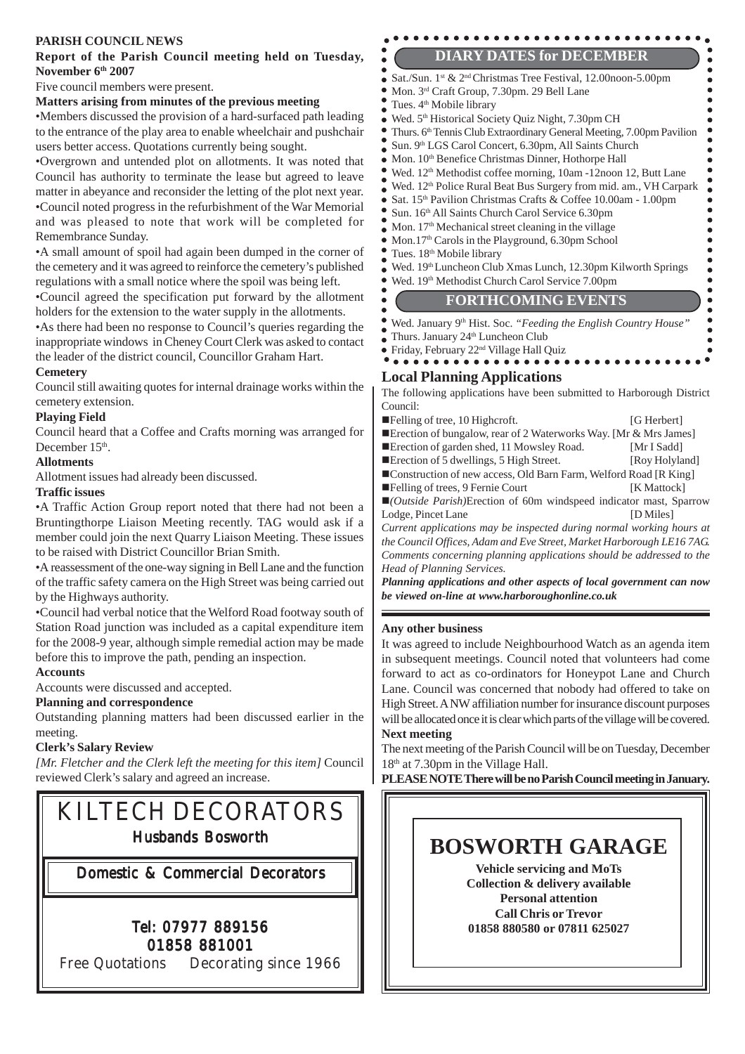## PARISH COUNCIL NEWS

**Report of the Parish Council meeting held on Tuesday, November 6th 2007**

Five council members were present.

**Matters arising from minutes of the previous meeting**

•Members discussed the provision of a hard-surfaced path leading to the entrance of the play area to enable wheelchair and pushchair users better access. Quotations currently being sought.

•Overgrown and untended plot on allotments. It was noted that Council has authority to terminate the lease but agreed to leave matter in abeyance and reconsider the letting of the plot next year.

•Council noted progress in the refurbishment of the War Memorial and was pleased to note that work will be completed for Remembrance Sunday.

•A small amount of spoil had again been dumped in the corner of the cemetery and it was agreed to reinforce the cemetery's published regulations with a small notice where the spoil was being left.

•Council agreed the specification put forward by the allotment holders for the extension to the water supply in the allotments.

•As there had been no response to Council's queries regarding the inappropriate windows in Cheney Court Clerk was asked to contact the leader of the district council, Councillor Graham Hart.

**Cemetery**

Council still awaiting quotes for internal drainage works within the cemetery extension.

**Playing Field**

Council heard that a Coffee and Crafts morning was arranged for December 15th.

**Allotments**

Allotment issues had already been discussed.

**Traffic issues**

•A Traffic Action Group report noted that there had not been a Bruntingthorpe Liaison Meeting recently. TAG would ask if a member could join the next Quarry Liaison Meeting. These issues to be raised with District Councillor Brian Smith.

•A reassessment of the one-way signing in Bell Lane and the function of the traffic safety camera on the High Street was being carried out by the Highways authority.

•Council had verbal notice that the Welford Road footway south of Station Road junction was included as a capital expenditure item for the 2008-9 year, although simple remedial action may be made before this to improve the path, pending an inspection.

**Accounts**

Accounts were discussed and accepted.

**Planning and correspondence**

Outstanding planning matters had been discussed earlier in the meeting.

**Clerk's Salary Review**

*[Mr. Fletcher and the Clerk left the meeting for this item]* Council reviewed Clerk's salary and agreed an increase.

**Any other business**

It was agreed to include Neighbourhood Watch as an agenda item in subsequent meetings. Council noted that volunteers had come forward to act as co-ordinators for Honeypot Lane and Church Lane. Council was concerned that nobody had offered to take on High Street. A NW affiliation number for insurance discount purposes will be allocated once it is clear which parts of the village will be covered.

**Next meeting**

The next meeting of the Parish Council will be on Tuesday, December 18th at 7.30pm in the Village Hall.

**PLEASE NOTE There will be no Parish Council meeting in January.**

## DIARY DATES for DECEMBER

- Sat./Sun. 1st & 2nd Christmas Tree Festival, 12.00noon-5.00pm
- Mon. 3rd Craft Group, 7.30pm. 29 Bell Lane
- Tues. 4th Mobile library
- Wed. 5th Historical Society Quiz Night, 7.30pm CH
- Thurs. 6th Tennis Club Extraordinary General Meeting, 7.00pm Pavilion
- Sun. 9th LGS Carol Concert, 6.30pm, All Saints Church
- Mon. 10th Benefice Christmas Dinner, Hothorpe Hall
- Wed. 12th Methodist coffee morning, 10am -12noon 12, Butt Lane
- Wed. 12th Police Rural Beat Bus Surgery from mid. am., VH Carpark
- Sat. 15th Pavilion Christmas Crafts & Coffee 10.00am - 1.00pm
- Sun. 16th All Saints Church Carol Service 6.30pm
- Mon. 17th Mechanical street cleaning in the village
- Mon.17th Carols in the Playground, 6.30pm School
- Tues. 18th Mobile library
- Wed. 19th Luncheon Club Xmas Lunch, 12.30pm Kilworth Springs
- Wed. 19th Methodist Church Carol Service 7.00pm

## FORTHCOMING EVENTS

- Wed. January 9th Hist. Soc. *"Feeding the English Country House"*
- Thurs. January 24th Luncheon Club
- Friday, February 22nd Village Hall Quiz

## Local Planning Applications

The following applications have been submitted to Harborough District Council:

- Felling of tree, 10 Highcroft. [G Herbert]
- Erection of bungalow, rear of 2 Waterworks Way. [Mr & Mrs James]
- Erection of garden shed, 11 Mowsley Road. [Mr I Sadd]
- Erection of 5 dwellings, 5 High Street. [Roy Holyland]
- Construction of new access, Old Barn Farm, Welford Road [R King]
- Felling of trees, 9 Fernie Court [K Mattock]
- *(Outside Parish)*Erection of 60m windspeed indicator mast, Sparrow Lodge, Pincet Lane [D Miles]

*Current applications may be inspected during normal working hours at the Council Offices, Adam and Eve Street, Market Harborough LE16 7AG. Comments concerning planning applications should be addressed to the Head of Planning Services.*

***Planning applications and other aspects of local government can now be viewed on-line at www.harboroughonline.co.uk***

---

KILTECH DECORATORS

Husbands Bosworth

Domestic & Commercial Decorators

Tel: 07977 889156
01858 881001

Free Quotations Decorating since 1966

---

**BOSWORTH GARAGE**

**Vehicle servicing and MoTs**
**Collection & delivery available**
**Personal attention**
**Call Chris or Trevor**
**01858 880580 or 07811 625027**